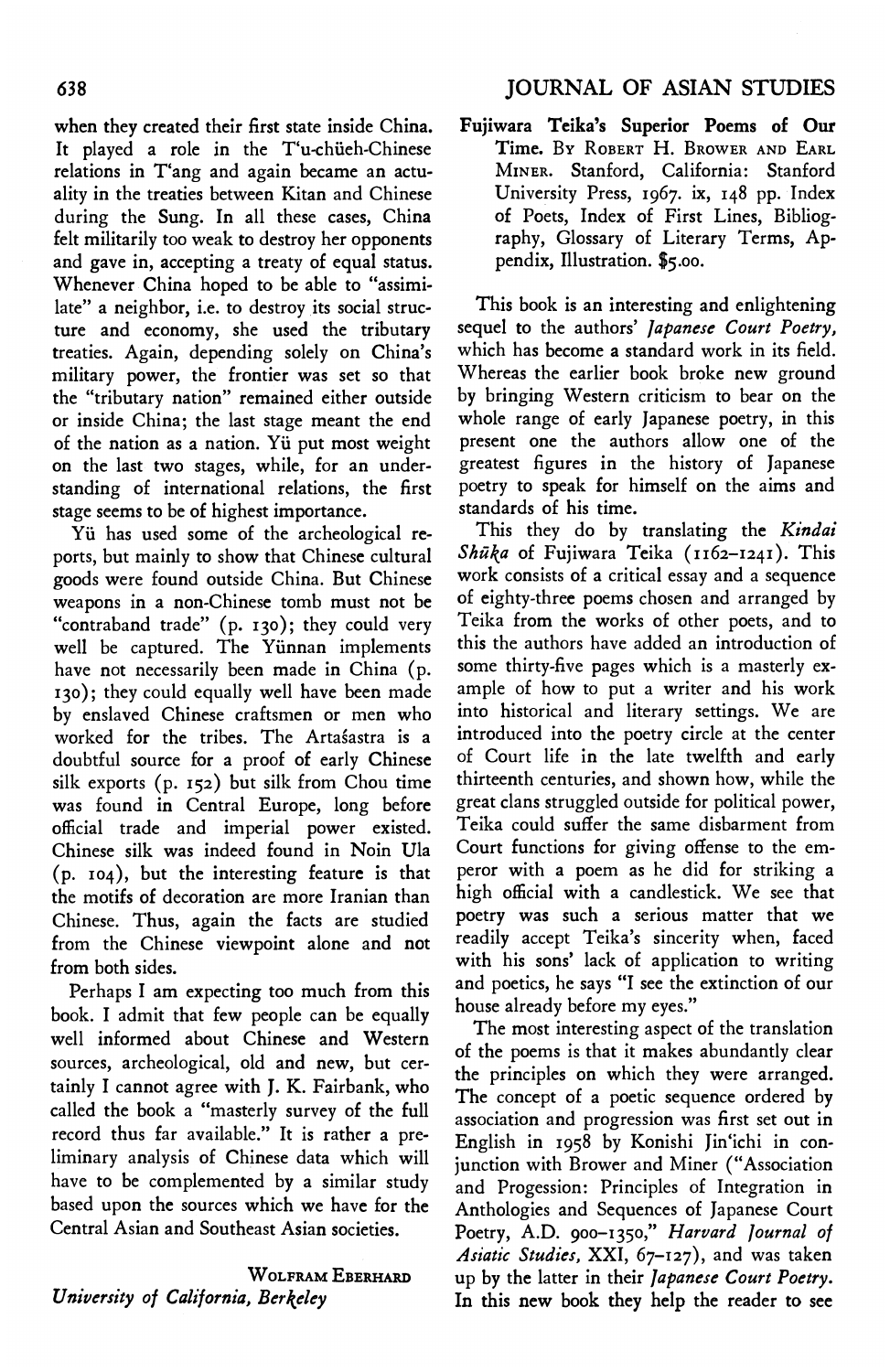when they created their first state inside China. It played a role in the T'u-chüeh-Chinese relations in T'ang and again became an actuality in the treaties between Kitan and Chinese during the Sung. In all these cases, China felt militarily too weak to destroy her opponents and gave in, accepting a treaty of equal status. Whenever China hoped to be able to "assimilate" a neighbor, i.e. to destroy its social structure and economy, she used the tributary treaties. Again, depending solely on China's military power, the frontier was set so that the "tributary nation" remained either outside or inside China; the last stage meant the end of the nation as a nation. Yü put most weight on the last two stages, while, for an understanding of international relations, the first stage seems to be of highest importance.

Yü has used some of the archeological reports, but mainly to show that Chinese cultural goods were found outside China. But Chinese weapons in a non-Chinese tomb must not be "contraband trade" (p. 130); they could very well be captured. The Yünnan implements have not necessarily been made in China (p. 130); they could equally well have been made by enslaved Chinese craftsmen or men who worked for the tribes. The Artaśastra is a doubtful source for a proof of early Chinese silk exports (p. 152) but silk from Chou time was found in Central Europe, long before official trade and imperial power existed. Chinese silk was indeed found in Noin Ula (p. 104), but the interesting feature is that the motifs of decoration are more Iranian than Chinese. Thus, again the facts are studied from the Chinese viewpoint alone and not from both sides.

Perhaps I am expecting too much from this book. I admit that few people can be equally well informed about Chinese and Western sources, archeological, old and new, but certainly I cannot agree with J. K. Fairbank, who called the book a "masterly survey of the full record thus far available." It is rather a preliminary analysis of Chinese data which will have to be complemented by a similar study based upon the sources which we have for the Central Asian and Southeast Asian societies.

WOLFRAM EBERHARD
*University of California, Berkeley*

**Fujiwara Teika's Superior Poems of Our Time.** By ROBERT H. BROWER AND EARL MINER. Stanford, California: Stanford University Press, 1967. ix, 148 pp. Index of Poets, Index of First Lines, Bibliography, Glossary of Literary Terms, Appendix, Illustration. $5.00.

This book is an interesting and enlightening sequel to the authors' *Japanese Court Poetry*, which has become a standard work in its field. Whereas the earlier book broke new ground by bringing Western criticism to bear on the whole range of early Japanese poetry, in this present one the authors allow one of the greatest figures in the history of Japanese poetry to speak for himself on the aims and standards of his time.

This they do by translating the *Kindai Shūka* of Fujiwara Teika (1162–1241). This work consists of a critical essay and a sequence of eighty-three poems chosen and arranged by Teika from the works of other poets, and to this the authors have added an introduction of some thirty-five pages which is a masterly example of how to put a writer and his work into historical and literary settings. We are introduced into the poetry circle at the center of Court life in the late twelfth and early thirteenth centuries, and shown how, while the great clans struggled outside for political power, Teika could suffer the same disbarment from Court functions for giving offense to the emperor with a poem as he did for striking a high official with a candlestick. We see that poetry was such a serious matter that we readily accept Teika's sincerity when, faced with his sons' lack of application to writing and poetics, he says "I see the extinction of our house already before my eyes."

The most interesting aspect of the translation of the poems is that it makes abundantly clear the principles on which they were arranged. The concept of a poetic sequence ordered by association and progression was first set out in English in 1958 by Konishi Jin'ichi in conjunction with Brower and Miner ("Association and Progession: Principles of Integration in Anthologies and Sequences of Japanese Court Poetry, A.D. 900–1350," *Harvard Journal of Asiatic Studies*, XXI, 67–127), and was taken up by the latter in their *Japanese Court Poetry*. In this new book they help the reader to see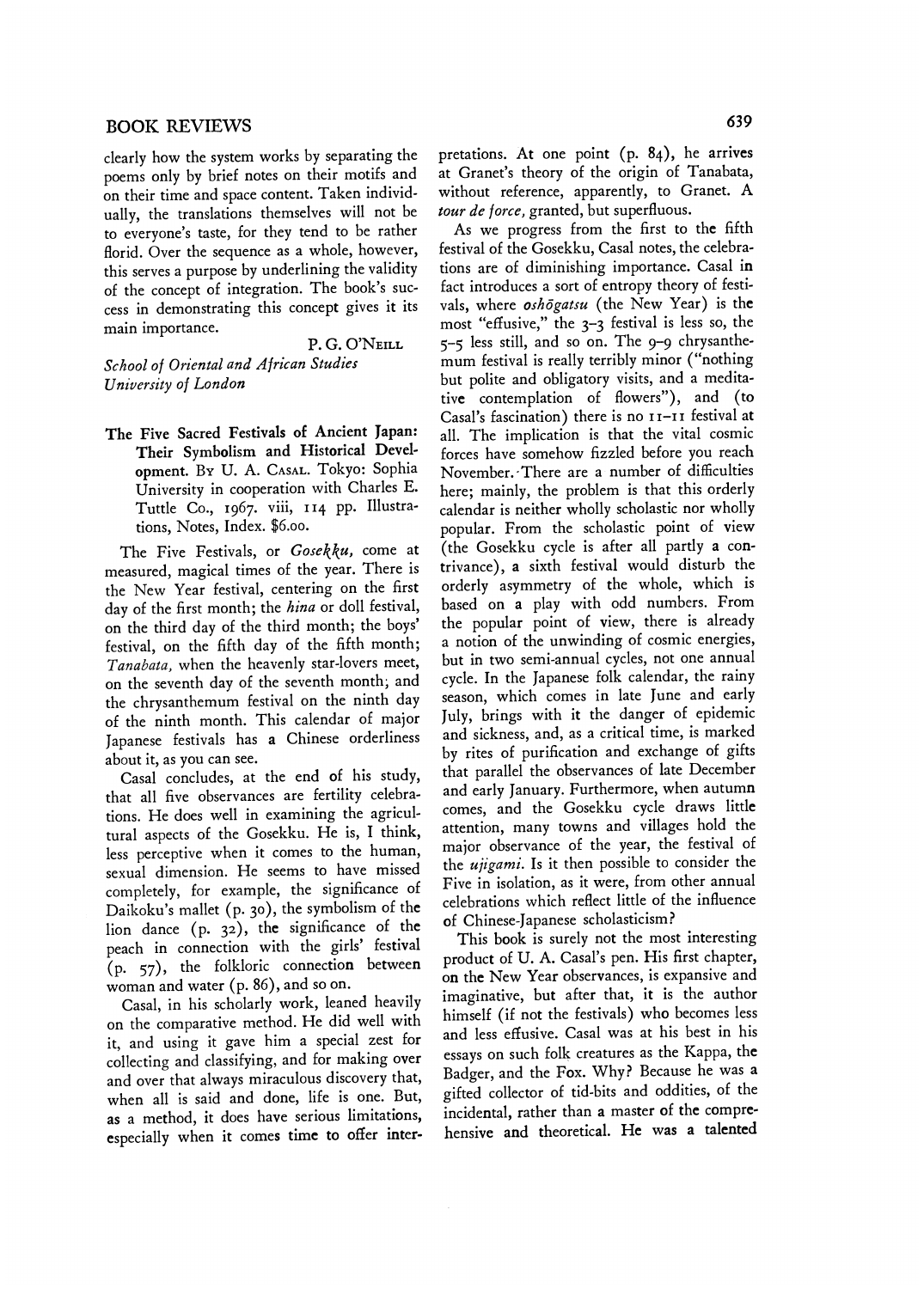clearly how the system works by separating the poems only by brief notes on their motifs and on their time and space content. Taken individually, the translations themselves will not be to everyone's taste, for they tend to be rather florid. Over the sequence as a whole, however, this serves a purpose by underlining the validity of the concept of integration. The book's success in demonstrating this concept gives it its main importance.

P. G. O'Neill

*School of Oriental and African Studies*
*University of London*

**The Five Sacred Festivals of Ancient Japan: Their Symbolism and Historical Development.** By U. A. Casal. Tokyo: Sophia University in cooperation with Charles E. Tuttle Co., 1967. viii, 114 pp. Illustrations, Notes, Index. $6.00.

The Five Festivals, or *Gosekku,* come at measured, magical times of the year. There is the New Year festival, centering on the first day of the first month; the *hina* or doll festival, on the third day of the third month; the boys' festival, on the fifth day of the fifth month; *Tanabata,* when the heavenly star-lovers meet, on the seventh day of the seventh month; and the chrysanthemum festival on the ninth day of the ninth month. This calendar of major Japanese festivals has a Chinese orderliness about it, as you can see.

Casal concludes, at the end of his study, that all five observances are fertility celebrations. He does well in examining the agricultural aspects of the Gosekku. He is, I think, less perceptive when it comes to the human, sexual dimension. He seems to have missed completely, for example, the significance of Daikoku's mallet (p. 30), the symbolism of the lion dance (p. 32), the significance of the peach in connection with the girls' festival (p. 57), the folkloric connection between woman and water (p. 86), and so on.

Casal, in his scholarly work, leaned heavily on the comparative method. He did well with it, and using it gave him a special zest for collecting and classifying, and for making over and over that always miraculous discovery that, when all is said and done, life is one. But, as a method, it does have serious limitations, especially when it comes time to offer interpretations. At one point (p. 84), he arrives at Granet's theory of the origin of Tanabata, without reference, apparently, to Granet. A *tour de force,* granted, but superfluous.

As we progress from the first to the fifth festival of the Gosekku, Casal notes, the celebrations are of diminishing importance. Casal in fact introduces a sort of entropy theory of festivals, where *oshōgatsu* (the New Year) is the most "effusive," the 3–3 festival is less so, the 5–5 less still, and so on. The 9–9 chrysanthemum festival is really terribly minor ("nothing but polite and obligatory visits, and a meditative contemplation of flowers"), and (to Casal's fascination) there is no 11–11 festival at all. The implication is that the vital cosmic forces have somehow fizzled before you reach November. There are a number of difficulties here; mainly, the problem is that this orderly calendar is neither wholly scholastic nor wholly popular. From the scholastic point of view (the Gosekku cycle is after all partly a contrivance), a sixth festival would disturb the orderly asymmetry of the whole, which is based on a play with odd numbers. From the popular point of view, there is already a notion of the unwinding of cosmic energies, but in two semi-annual cycles, not one annual cycle. In the Japanese folk calendar, the rainy season, which comes in late June and early July, brings with it the danger of epidemic and sickness, and, as a critical time, is marked by rites of purification and exchange of gifts that parallel the observances of late December and early January. Furthermore, when autumn comes, and the Gosekku cycle draws little attention, many towns and villages hold the major observance of the year, the festival of the *ujigami.* Is it then possible to consider the Five in isolation, as it were, from other annual celebrations which reflect little of the influence of Chinese-Japanese scholasticism?

This book is surely not the most interesting product of U. A. Casal's pen. His first chapter, on the New Year observances, is expansive and imaginative, but after that, it is the author himself (if not the festivals) who becomes less and less effusive. Casal was at his best in his essays on such folk creatures as the Kappa, the Badger, and the Fox. Why? Because he was a gifted collector of tid-bits and oddities, of the incidental, rather than a master of the comprehensive and theoretical. He was a talented